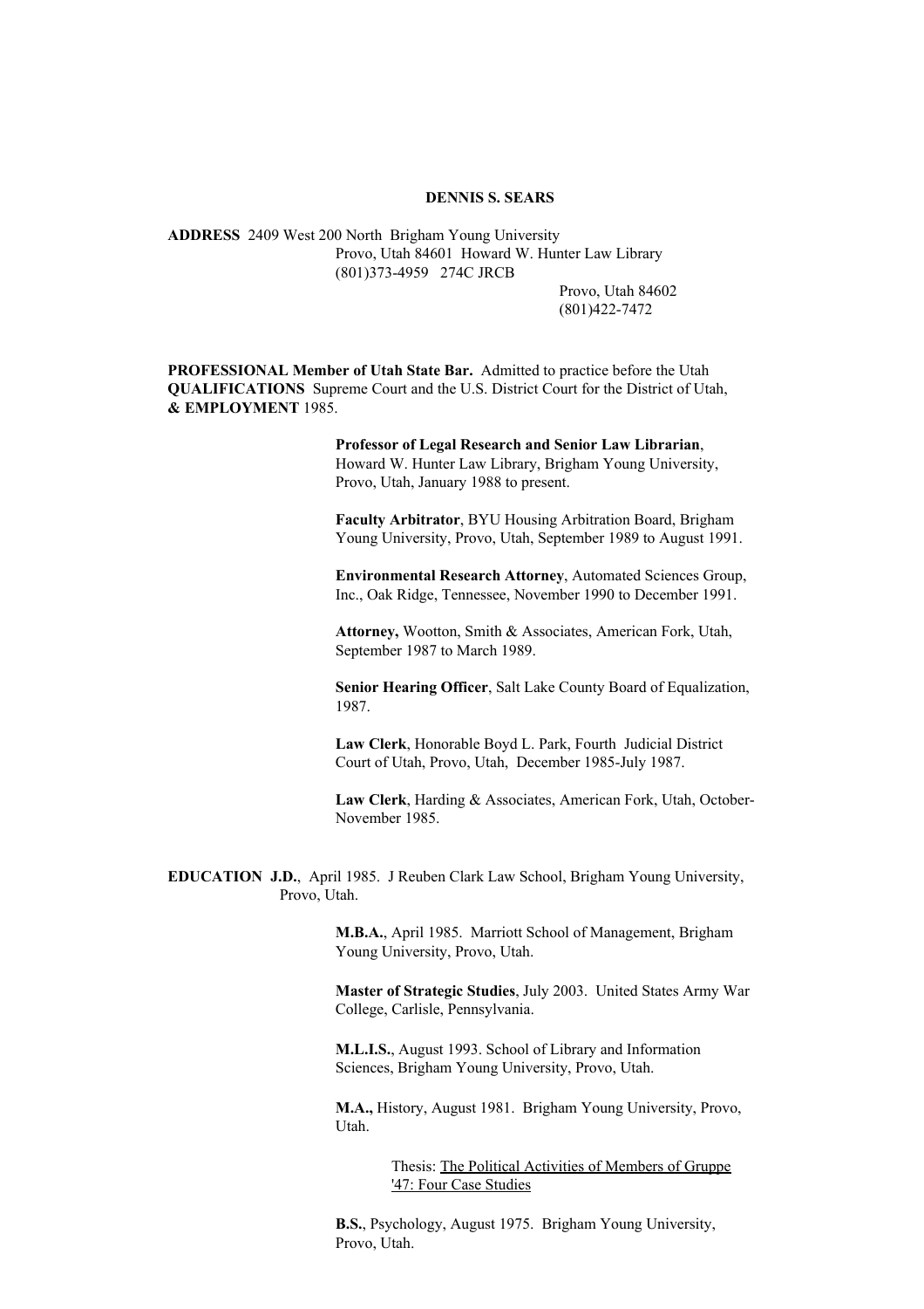**DENNIS S. SEARS**

**ADDRESS**

2409 West 200 North
Provo, Utah 84601
(801)373-4959

Brigham Young University
Howard W. Hunter Law Library
274C JRCB
Provo, Utah 84602
(801)422-7472

**PROFESSIONAL QUALIFICATIONS & EMPLOYMENT**

**Member of Utah State Bar.** Admitted to practice before the Utah Supreme Court and the U.S. District Court for the District of Utah, 1985.

**Professor of Legal Research and Senior Law Librarian**, Howard W. Hunter Law Library, Brigham Young University, Provo, Utah, January 1988 to present.

**Faculty Arbitrator**, BYU Housing Arbitration Board, Brigham Young University, Provo, Utah, September 1989 to August 1991.

**Environmental Research Attorney**, Automated Sciences Group, Inc., Oak Ridge, Tennessee, November 1990 to December 1991.

**Attorney,** Wootton, Smith & Associates, American Fork, Utah, September 1987 to March 1989.

**Senior Hearing Officer**, Salt Lake County Board of Equalization, 1987.

**Law Clerk**, Honorable Boyd L. Park, Fourth Judicial District Court of Utah, Provo, Utah, December 1985-July 1987.

**Law Clerk**, Harding & Associates, American Fork, Utah, October-November 1985.

**EDUCATION**

**J.D.**, April 1985. J Reuben Clark Law School, Brigham Young University, Provo, Utah.

**M.B.A.**, April 1985. Marriott School of Management, Brigham Young University, Provo, Utah.

**Master of Strategic Studies**, July 2003. United States Army War College, Carlisle, Pennsylvania.

**M.L.I.S.**, August 1993. School of Library and Information Sciences, Brigham Young University, Provo, Utah.

**M.A.,** History, August 1981. Brigham Young University, Provo, Utah.

Thesis: The Political Activities of Members of Gruppe '47: Four Case Studies

**B.S.**, Psychology, August 1975. Brigham Young University, Provo, Utah.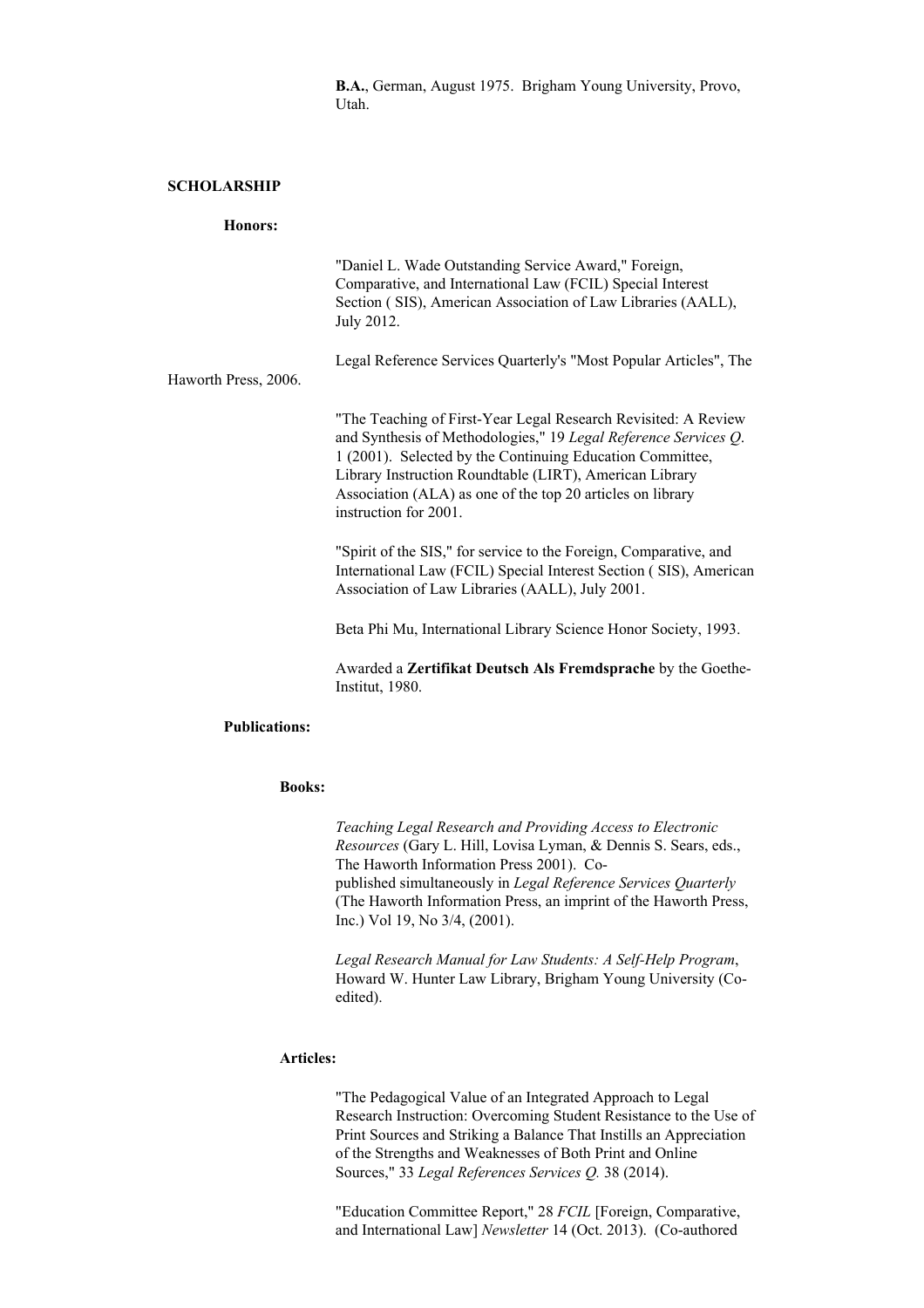**B.A.**, German, August 1975. Brigham Young University, Provo, Utah.

## SCHOLARSHIP

### Honors:

"Daniel L. Wade Outstanding Service Award," Foreign, Comparative, and International Law (FCIL) Special Interest Section ( SIS), American Association of Law Libraries (AALL), July 2012.

Legal Reference Services Quarterly's "Most Popular Articles", The Haworth Press, 2006.

"The Teaching of First-Year Legal Research Revisited: A Review and Synthesis of Methodologies," 19 *Legal Reference Services Q*. 1 (2001). Selected by the Continuing Education Committee, Library Instruction Roundtable (LIRT), American Library Association (ALA) as one of the top 20 articles on library instruction for 2001.

"Spirit of the SIS," for service to the Foreign, Comparative, and International Law (FCIL) Special Interest Section ( SIS), American Association of Law Libraries (AALL), July 2001.

Beta Phi Mu, International Library Science Honor Society, 1993.

Awarded a **Zertifikat Deutsch Als Fremdsprache** by the Goethe-Institut, 1980.

### Publications:

#### Books:

*Teaching Legal Research and Providing Access to Electronic Resources* (Gary L. Hill, Lovisa Lyman, & Dennis S. Sears, eds., The Haworth Information Press 2001). Co-published simultaneously in *Legal Reference Services Quarterly* (The Haworth Information Press, an imprint of the Haworth Press, Inc.) Vol 19, No 3/4, (2001).

*Legal Research Manual for Law Students: A Self-Help Program*, Howard W. Hunter Law Library, Brigham Young University (Co-edited).

#### Articles:

"The Pedagogical Value of an Integrated Approach to Legal Research Instruction: Overcoming Student Resistance to the Use of Print Sources and Striking a Balance That Instills an Appreciation of the Strengths and Weaknesses of Both Print and Online Sources," 33 *Legal References Services Q.* 38 (2014).

"Education Committee Report," 28 *FCIL* [Foreign, Comparative, and International Law] *Newsletter* 14 (Oct. 2013). (Co-authored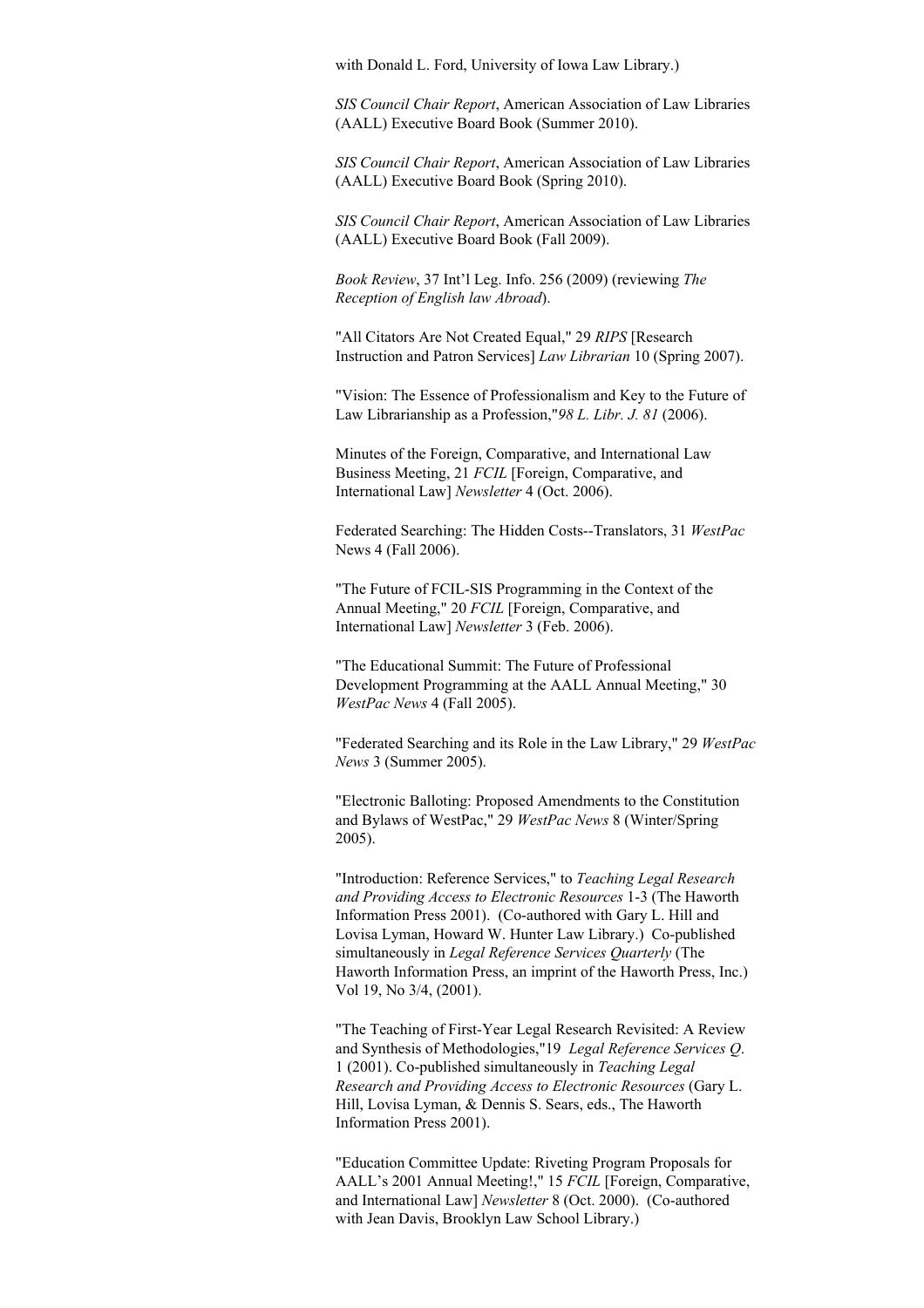with Donald L. Ford, University of Iowa Law Library.)

*SIS Council Chair Report*, American Association of Law Libraries (AALL) Executive Board Book (Summer 2010).

*SIS Council Chair Report*, American Association of Law Libraries (AALL) Executive Board Book (Spring 2010).

*SIS Council Chair Report*, American Association of Law Libraries (AALL) Executive Board Book (Fall 2009).

*Book Review*, 37 Int'l Leg. Info. 256 (2009) (reviewing *The Reception of English law Abroad*).

"All Citators Are Not Created Equal," 29 *RIPS* [Research Instruction and Patron Services] *Law Librarian* 10 (Spring 2007).

"Vision: The Essence of Professionalism and Key to the Future of Law Librarianship as a Profession,"*98 L. Libr. J. 81* (2006).

Minutes of the Foreign, Comparative, and International Law Business Meeting, 21 *FCIL* [Foreign, Comparative, and International Law] *Newsletter* 4 (Oct. 2006).

Federated Searching: The Hidden Costs--Translators, 31 *WestPac* News 4 (Fall 2006).

"The Future of FCIL-SIS Programming in the Context of the Annual Meeting," 20 *FCIL* [Foreign, Comparative, and International Law] *Newsletter* 3 (Feb. 2006).

"The Educational Summit: The Future of Professional Development Programming at the AALL Annual Meeting," 30 *WestPac News* 4 (Fall 2005).

"Federated Searching and its Role in the Law Library," 29 *WestPac News* 3 (Summer 2005).

"Electronic Balloting: Proposed Amendments to the Constitution and Bylaws of WestPac," 29 *WestPac News* 8 (Winter/Spring 2005).

"Introduction: Reference Services," to *Teaching Legal Research and Providing Access to Electronic Resources* 1-3 (The Haworth Information Press 2001). (Co-authored with Gary L. Hill and Lovisa Lyman, Howard W. Hunter Law Library.) Co-published simultaneously in *Legal Reference Services Quarterly* (The Haworth Information Press, an imprint of the Haworth Press, Inc.) Vol 19, No 3/4, (2001).

"The Teaching of First-Year Legal Research Revisited: A Review and Synthesis of Methodologies,"19 *Legal Reference Services Q*. 1 (2001). Co-published simultaneously in *Teaching Legal Research and Providing Access to Electronic Resources* (Gary L. Hill, Lovisa Lyman, & Dennis S. Sears, eds., The Haworth Information Press 2001).

"Education Committee Update: Riveting Program Proposals for AALL's 2001 Annual Meeting!," 15 *FCIL* [Foreign, Comparative, and International Law] *Newsletter* 8 (Oct. 2000). (Co-authored with Jean Davis, Brooklyn Law School Library.)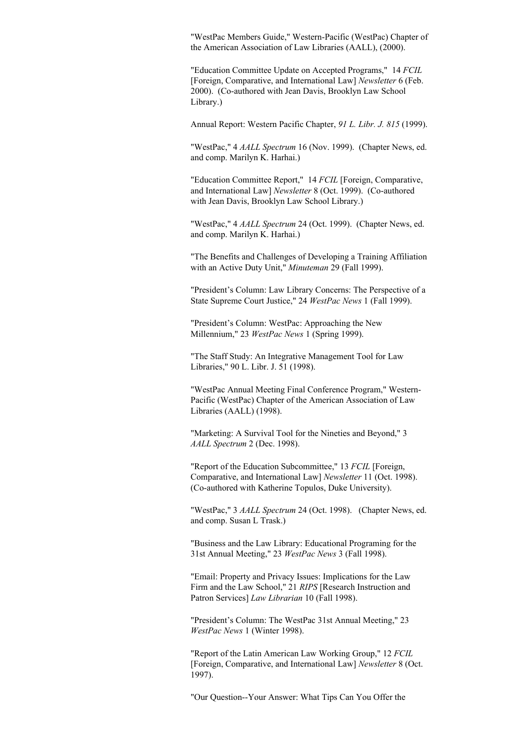"WestPac Members Guide," Western-Pacific (WestPac) Chapter of the American Association of Law Libraries (AALL), (2000).

"Education Committee Update on Accepted Programs," 14 *FCIL* [Foreign, Comparative, and International Law] *Newsletter* 6 (Feb. 2000). (Co-authored with Jean Davis, Brooklyn Law School Library.)

Annual Report: Western Pacific Chapter, *91 L. Libr. J. 815* (1999).

"WestPac," 4 *AALL Spectrum* 16 (Nov. 1999). (Chapter News, ed. and comp. Marilyn K. Harhai.)

"Education Committee Report," 14 *FCIL* [Foreign, Comparative, and International Law] *Newsletter* 8 (Oct. 1999). (Co-authored with Jean Davis, Brooklyn Law School Library.)

"WestPac," 4 *AALL Spectrum* 24 (Oct. 1999). (Chapter News, ed. and comp. Marilyn K. Harhai.)

"The Benefits and Challenges of Developing a Training Affiliation with an Active Duty Unit," *Minuteman* 29 (Fall 1999).

"President's Column: Law Library Concerns: The Perspective of a State Supreme Court Justice," 24 *WestPac News* 1 (Fall 1999).

"President's Column: WestPac: Approaching the New Millennium," 23 *WestPac News* 1 (Spring 1999).

"The Staff Study: An Integrative Management Tool for Law Libraries," 90 L. Libr. J. 51 (1998).

"WestPac Annual Meeting Final Conference Program," Western-Pacific (WestPac) Chapter of the American Association of Law Libraries (AALL) (1998).

"Marketing: A Survival Tool for the Nineties and Beyond," 3 *AALL Spectrum* 2 (Dec. 1998).

"Report of the Education Subcommittee," 13 *FCIL* [Foreign, Comparative, and International Law] *Newsletter* 11 (Oct. 1998). (Co-authored with Katherine Topulos, Duke University).

"WestPac," 3 *AALL Spectrum* 24 (Oct. 1998). (Chapter News, ed. and comp. Susan L Trask.)

"Business and the Law Library: Educational Programing for the 31st Annual Meeting," 23 *WestPac News* 3 (Fall 1998).

"Email: Property and Privacy Issues: Implications for the Law Firm and the Law School," 21 *RIPS* [Research Instruction and Patron Services] *Law Librarian* 10 (Fall 1998).

"President's Column: The WestPac 31st Annual Meeting," 23 *WestPac News* 1 (Winter 1998).

"Report of the Latin American Law Working Group," 12 *FCIL* [Foreign, Comparative, and International Law] *Newsletter* 8 (Oct. 1997).

"Our Question--Your Answer: What Tips Can You Offer the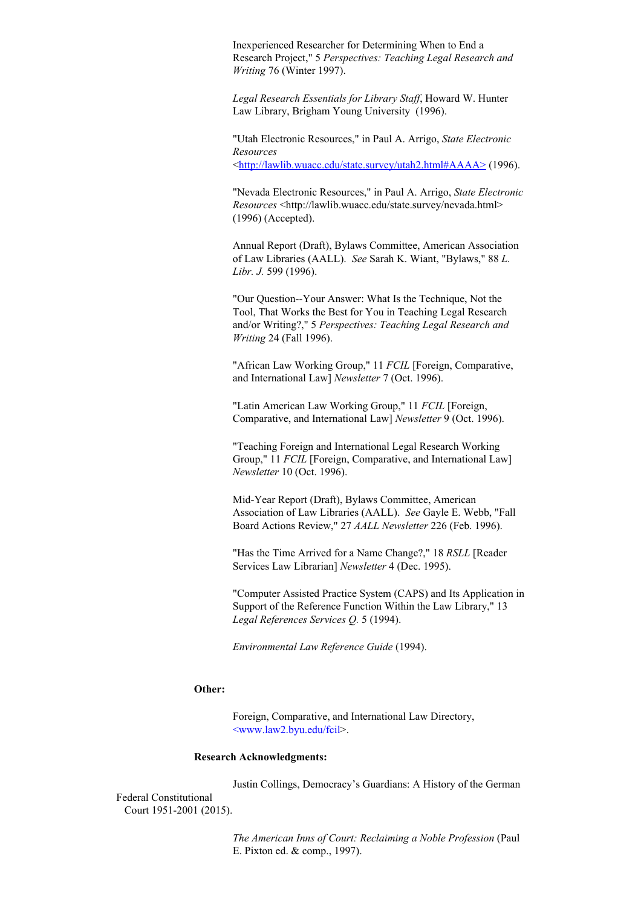Inexperienced Researcher for Determining When to End a Research Project," 5 *Perspectives: Teaching Legal Research and Writing* 76 (Winter 1997).

*Legal Research Essentials for Library Staff*, Howard W. Hunter Law Library, Brigham Young University (1996).

"Utah Electronic Resources," in Paul A. Arrigo, *State Electronic Resources* <http://lawlib.wuacc.edu/state.survey/utah2.html#AAAA> (1996).

"Nevada Electronic Resources," in Paul A. Arrigo, *State Electronic Resources* <http://lawlib.wuacc.edu/state.survey/nevada.html> (1996) (Accepted).

Annual Report (Draft), Bylaws Committee, American Association of Law Libraries (AALL). *See* Sarah K. Wiant, "Bylaws," 88 *L. Libr. J.* 599 (1996).

"Our Question--Your Answer: What Is the Technique, Not the Tool, That Works the Best for You in Teaching Legal Research and/or Writing?," 5 *Perspectives: Teaching Legal Research and Writing* 24 (Fall 1996).

"African Law Working Group," 11 *FCIL* [Foreign, Comparative, and International Law] *Newsletter* 7 (Oct. 1996).

"Latin American Law Working Group," 11 *FCIL* [Foreign, Comparative, and International Law] *Newsletter* 9 (Oct. 1996).

"Teaching Foreign and International Legal Research Working Group," 11 *FCIL* [Foreign, Comparative, and International Law] *Newsletter* 10 (Oct. 1996).

Mid-Year Report (Draft), Bylaws Committee, American Association of Law Libraries (AALL). *See* Gayle E. Webb, "Fall Board Actions Review," 27 *AALL Newsletter* 226 (Feb. 1996).

"Has the Time Arrived for a Name Change?," 18 *RSLL* [Reader Services Law Librarian] *Newsletter* 4 (Dec. 1995).

"Computer Assisted Practice System (CAPS) and Its Application in Support of the Reference Function Within the Law Library," 13 *Legal References Services Q.* 5 (1994).

*Environmental Law Reference Guide* (1994).

**Other:**

Foreign, Comparative, and International Law Directory, <www.law2.byu.edu/fcil>.

**Research Acknowledgments:**

Justin Collings, Democracy's Guardians: A History of the German Federal Constitutional Court 1951-2001 (2015).

*The American Inns of Court: Reclaiming a Noble Profession* (Paul E. Pixton ed. & comp., 1997).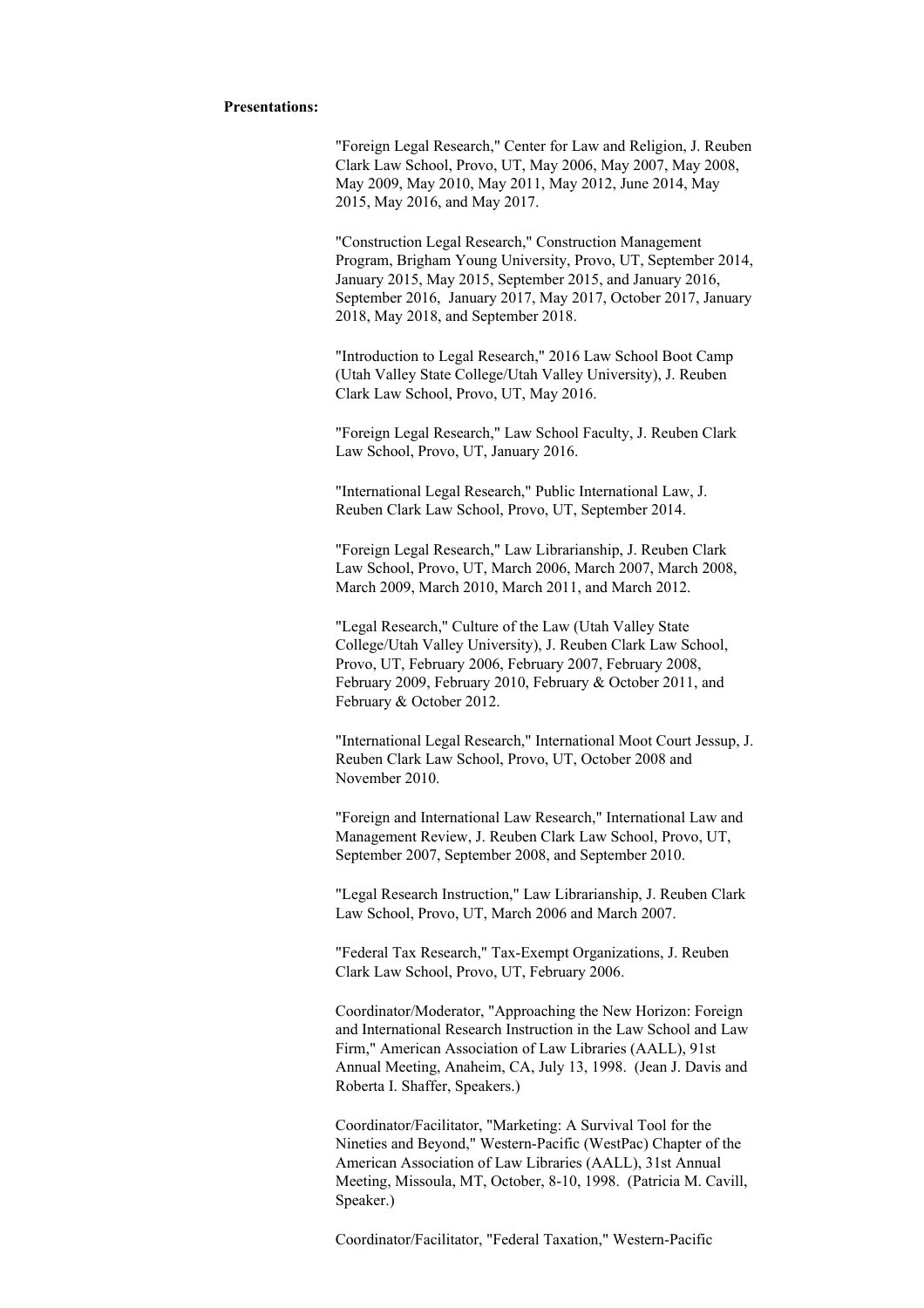**Presentations:**

"Foreign Legal Research," Center for Law and Religion, J. Reuben Clark Law School, Provo, UT, May 2006, May 2007, May 2008, May 2009, May 2010, May 2011, May 2012, June 2014, May 2015, May 2016, and May 2017.

"Construction Legal Research," Construction Management Program, Brigham Young University, Provo, UT, September 2014, January 2015, May 2015, September 2015, and January 2016, September 2016, January 2017, May 2017, October 2017, January 2018, May 2018, and September 2018.

"Introduction to Legal Research," 2016 Law School Boot Camp (Utah Valley State College/Utah Valley University), J. Reuben Clark Law School, Provo, UT, May 2016.

"Foreign Legal Research," Law School Faculty, J. Reuben Clark Law School, Provo, UT, January 2016.

"International Legal Research," Public International Law, J. Reuben Clark Law School, Provo, UT, September 2014.

"Foreign Legal Research," Law Librarianship, J. Reuben Clark Law School, Provo, UT, March 2006, March 2007, March 2008, March 2009, March 2010, March 2011, and March 2012.

"Legal Research," Culture of the Law (Utah Valley State College/Utah Valley University), J. Reuben Clark Law School, Provo, UT, February 2006, February 2007, February 2008, February 2009, February 2010, February & October 2011, and February & October 2012.

"International Legal Research," International Moot Court Jessup, J. Reuben Clark Law School, Provo, UT, October 2008 and November 2010.

"Foreign and International Law Research," International Law and Management Review, J. Reuben Clark Law School, Provo, UT, September 2007, September 2008, and September 2010.

"Legal Research Instruction," Law Librarianship, J. Reuben Clark Law School, Provo, UT, March 2006 and March 2007.

"Federal Tax Research," Tax-Exempt Organizations, J. Reuben Clark Law School, Provo, UT, February 2006.

Coordinator/Moderator, "Approaching the New Horizon: Foreign and International Research Instruction in the Law School and Law Firm," American Association of Law Libraries (AALL), 91st Annual Meeting, Anaheim, CA, July 13, 1998. (Jean J. Davis and Roberta I. Shaffer, Speakers.)

Coordinator/Facilitator, "Marketing: A Survival Tool for the Nineties and Beyond," Western-Pacific (WestPac) Chapter of the American Association of Law Libraries (AALL), 31st Annual Meeting, Missoula, MT, October, 8-10, 1998. (Patricia M. Cavill, Speaker.)

Coordinator/Facilitator, "Federal Taxation," Western-Pacific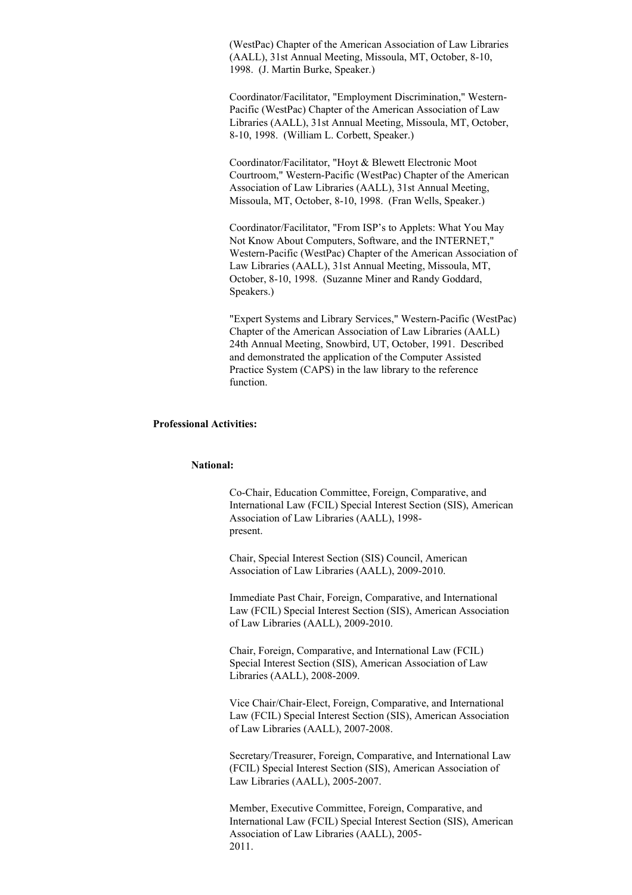(WestPac) Chapter of the American Association of Law Libraries (AALL), 31st Annual Meeting, Missoula, MT, October, 8-10, 1998. (J. Martin Burke, Speaker.)

Coordinator/Facilitator, "Employment Discrimination," Western-Pacific (WestPac) Chapter of the American Association of Law Libraries (AALL), 31st Annual Meeting, Missoula, MT, October, 8-10, 1998. (William L. Corbett, Speaker.)

Coordinator/Facilitator, "Hoyt & Blewett Electronic Moot Courtroom," Western-Pacific (WestPac) Chapter of the American Association of Law Libraries (AALL), 31st Annual Meeting, Missoula, MT, October, 8-10, 1998. (Fran Wells, Speaker.)

Coordinator/Facilitator, "From ISP's to Applets: What You May Not Know About Computers, Software, and the INTERNET," Western-Pacific (WestPac) Chapter of the American Association of Law Libraries (AALL), 31st Annual Meeting, Missoula, MT, October, 8-10, 1998. (Suzanne Miner and Randy Goddard, Speakers.)

"Expert Systems and Library Services," Western-Pacific (WestPac) Chapter of the American Association of Law Libraries (AALL) 24th Annual Meeting, Snowbird, UT, October, 1991. Described and demonstrated the application of the Computer Assisted Practice System (CAPS) in the law library to the reference function.

**Professional Activities:**

**National:**

Co-Chair, Education Committee, Foreign, Comparative, and International Law (FCIL) Special Interest Section (SIS), American Association of Law Libraries (AALL), 1998-present.

Chair, Special Interest Section (SIS) Council, American Association of Law Libraries (AALL), 2009-2010.

Immediate Past Chair, Foreign, Comparative, and International Law (FCIL) Special Interest Section (SIS), American Association of Law Libraries (AALL), 2009-2010.

Chair, Foreign, Comparative, and International Law (FCIL) Special Interest Section (SIS), American Association of Law Libraries (AALL), 2008-2009.

Vice Chair/Chair-Elect, Foreign, Comparative, and International Law (FCIL) Special Interest Section (SIS), American Association of Law Libraries (AALL), 2007-2008.

Secretary/Treasurer, Foreign, Comparative, and International Law (FCIL) Special Interest Section (SIS), American Association of Law Libraries (AALL), 2005-2007.

Member, Executive Committee, Foreign, Comparative, and International Law (FCIL) Special Interest Section (SIS), American Association of Law Libraries (AALL), 2005-2011.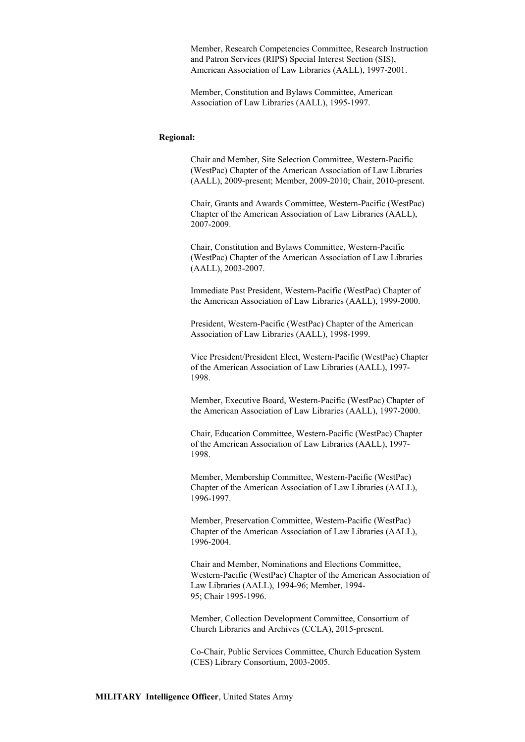Member, Research Competencies Committee, Research Instruction and Patron Services (RIPS) Special Interest Section (SIS), American Association of Law Libraries (AALL), 1997-2001.

Member, Constitution and Bylaws Committee, American Association of Law Libraries (AALL), 1995-1997.

**Regional:**

Chair and Member, Site Selection Committee, Western-Pacific (WestPac) Chapter of the American Association of Law Libraries (AALL), 2009-present; Member, 2009-2010; Chair, 2010-present.

Chair, Grants and Awards Committee, Western-Pacific (WestPac) Chapter of the American Association of Law Libraries (AALL), 2007-2009.

Chair, Constitution and Bylaws Committee, Western-Pacific (WestPac) Chapter of the American Association of Law Libraries (AALL), 2003-2007.

Immediate Past President, Western-Pacific (WestPac) Chapter of the American Association of Law Libraries (AALL), 1999-2000.

President, Western-Pacific (WestPac) Chapter of the American Association of Law Libraries (AALL), 1998-1999.

Vice President/President Elect, Western-Pacific (WestPac) Chapter of the American Association of Law Libraries (AALL), 1997-1998.

Member, Executive Board, Western-Pacific (WestPac) Chapter of the American Association of Law Libraries (AALL), 1997-2000.

Chair, Education Committee, Western-Pacific (WestPac) Chapter of the American Association of Law Libraries (AALL), 1997-1998.

Member, Membership Committee, Western-Pacific (WestPac) Chapter of the American Association of Law Libraries (AALL), 1996-1997.

Member, Preservation Committee, Western-Pacific (WestPac) Chapter of the American Association of Law Libraries (AALL), 1996-2004.

Chair and Member, Nominations and Elections Committee, Western-Pacific (WestPac) Chapter of the American Association of Law Libraries (AALL), 1994-96; Member, 1994-95; Chair 1995-1996.

Member, Collection Development Committee, Consortium of Church Libraries and Archives (CCLA), 2015-present.

Co-Chair, Public Services Committee, Church Education System (CES) Library Consortium, 2003-2005.

**MILITARY Intelligence Officer**, United States Army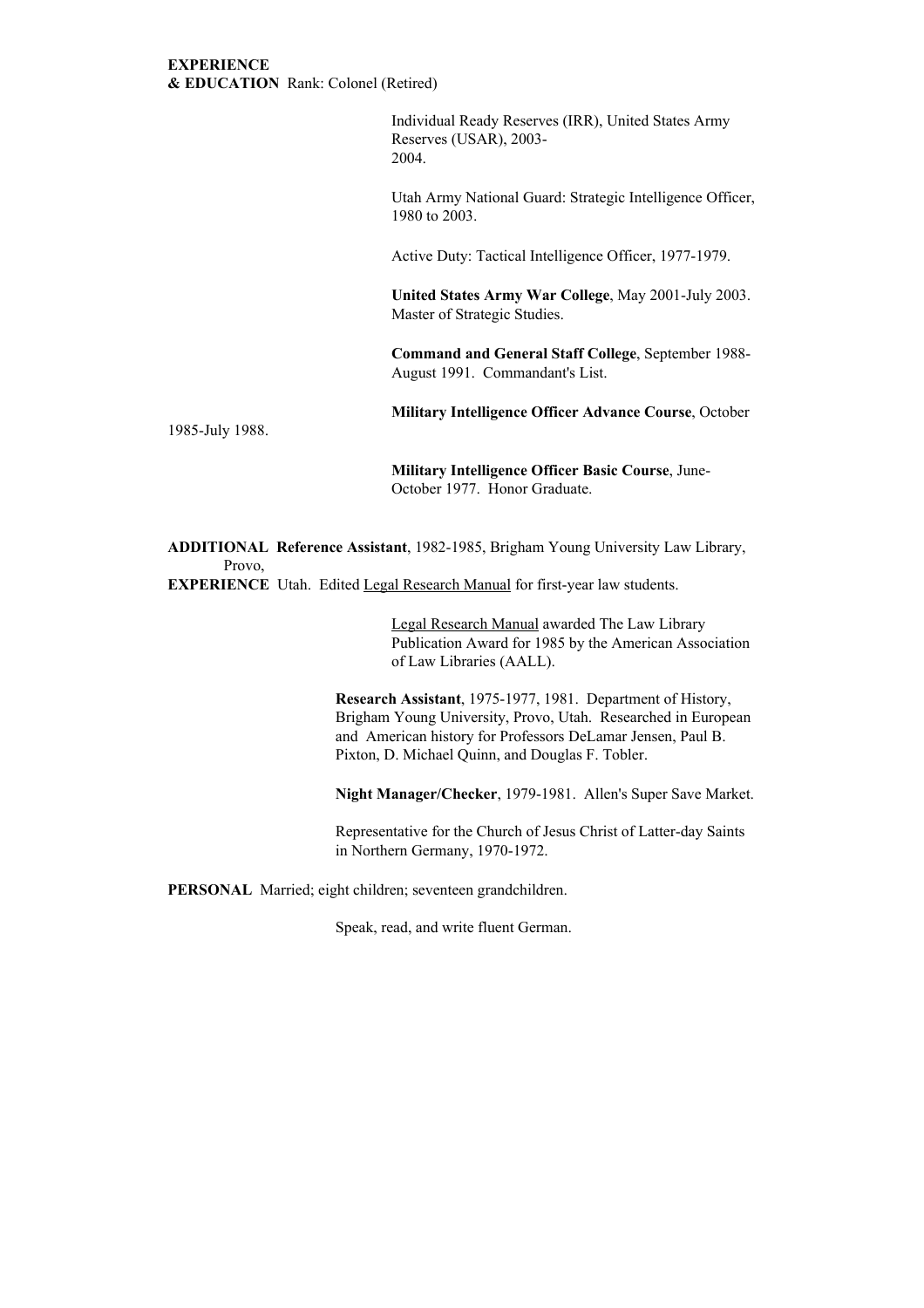**EXPERIENCE & EDUCATION** Rank: Colonel (Retired)

Individual Ready Reserves (IRR), United States Army Reserves (USAR), 2003-2004.

Utah Army National Guard: Strategic Intelligence Officer, 1980 to 2003.

Active Duty: Tactical Intelligence Officer, 1977-1979.

**United States Army War College**, May 2001-July 2003. Master of Strategic Studies.

**Command and General Staff College**, September 1988-August 1991. Commandant's List.

**Military Intelligence Officer Advance Course**, October 1985-July 1988.

**Military Intelligence Officer Basic Course**, June-October 1977. Honor Graduate.

**ADDITIONAL EXPERIENCE** **Reference Assistant**, 1982-1985, Brigham Young University Law Library, Provo, Utah. Edited Legal Research Manual for first-year law students.

Legal Research Manual awarded The Law Library Publication Award for 1985 by the American Association of Law Libraries (AALL).

**Research Assistant**, 1975-1977, 1981. Department of History, Brigham Young University, Provo, Utah. Researched in European and American history for Professors DeLamar Jensen, Paul B. Pixton, D. Michael Quinn, and Douglas F. Tobler.

**Night Manager/Checker**, 1979-1981. Allen's Super Save Market.

Representative for the Church of Jesus Christ of Latter-day Saints in Northern Germany, 1970-1972.

**PERSONAL** Married; eight children; seventeen grandchildren.

Speak, read, and write fluent German.